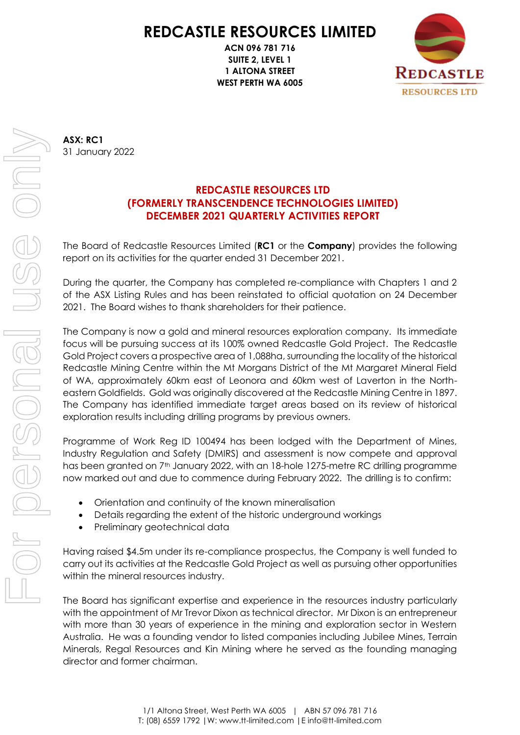# REDCASTLE RESOURCES LIMITED

**ACN 096 781 716**
**SUITE 2, LEVEL 1**
**1 ALTONA STREET**
**WEST PERTH WA 6005**

**ASX: RC1**
31 January 2022

## REDCASTLE RESOURCES LTD (FORMERLY TRANSCENDENCE TECHNOLOGIES LIMITED) DECEMBER 2021 QUARTERLY ACTIVITIES REPORT

The Board of Redcastle Resources Limited (**RC1** or the **Company**) provides the following report on its activities for the quarter ended 31 December 2021.

During the quarter, the Company has completed re-compliance with Chapters 1 and 2 of the ASX Listing Rules and has been reinstated to official quotation on 24 December 2021. The Board wishes to thank shareholders for their patience.

The Company is now a gold and mineral resources exploration company. Its immediate focus will be pursuing success at its 100% owned Redcastle Gold Project. The Redcastle Gold Project covers a prospective area of 1,088ha, surrounding the locality of the historical Redcastle Mining Centre within the Mt Morgans District of the Mt Margaret Mineral Field of WA, approximately 60km east of Leonora and 60km west of Laverton in the North-eastern Goldfields. Gold was originally discovered at the Redcastle Mining Centre in 1897. The Company has identified immediate target areas based on its review of historical exploration results including drilling programs by previous owners.

Programme of Work Reg ID 100494 has been lodged with the Department of Mines, Industry Regulation and Safety (DMIRS) and assessment is now compete and approval has been granted on 7th January 2022, with an 18-hole 1275-metre RC drilling programme now marked out and due to commence during February 2022. The drilling is to confirm:

- Orientation and continuity of the known mineralisation
- Details regarding the extent of the historic underground workings
- Preliminary geotechnical data

Having raised $4.5m under its re-compliance prospectus, the Company is well funded to carry out its activities at the Redcastle Gold Project as well as pursuing other opportunities within the mineral resources industry.

The Board has significant expertise and experience in the resources industry particularly with the appointment of Mr Trevor Dixon as technical director. Mr Dixon is an entrepreneur with more than 30 years of experience in the mining and exploration sector in Western Australia. He was a founding vendor to listed companies including Jubilee Mines, Terrain Minerals, Regal Resources and Kin Mining where he served as the founding managing director and former chairman.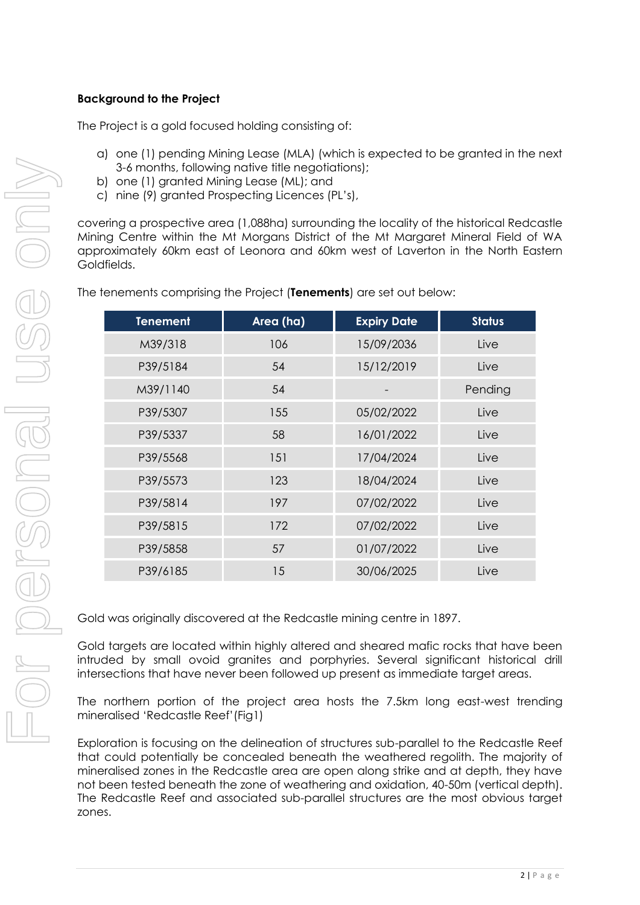**Background to the Project**

The Project is a gold focused holding consisting of:

a) one (1) pending Mining Lease (MLA) (which is expected to be granted in the next 3-6 months, following native title negotiations);
b) one (1) granted Mining Lease (ML); and
c) nine (9) granted Prospecting Licences (PL's),

covering a prospective area (1,088ha) surrounding the locality of the historical Redcastle Mining Centre within the Mt Morgans District of the Mt Margaret Mineral Field of WA approximately 60km east of Leonora and 60km west of Laverton in the North Eastern Goldfields.

The tenements comprising the Project (**Tenements**) are set out below:

| Tenement | Area (ha) | Expiry Date | Status |
|---|---|---|---|
| M39/318 | 106 | 15/09/2036 | Live |
| P39/5184 | 54 | 15/12/2019 | Live |
| M39/1140 | 54 | - | Pending |
| P39/5307 | 155 | 05/02/2022 | Live |
| P39/5337 | 58 | 16/01/2022 | Live |
| P39/5568 | 151 | 17/04/2024 | Live |
| P39/5573 | 123 | 18/04/2024 | Live |
| P39/5814 | 197 | 07/02/2022 | Live |
| P39/5815 | 172 | 07/02/2022 | Live |
| P39/5858 | 57 | 01/07/2022 | Live |
| P39/6185 | 15 | 30/06/2025 | Live |

Gold was originally discovered at the Redcastle mining centre in 1897.

Gold targets are located within highly altered and sheared mafic rocks that have been intruded by small ovoid granites and porphyries. Several significant historical drill intersections that have never been followed up present as immediate target areas.

The northern portion of the project area hosts the 7.5km long east-west trending mineralised 'Redcastle Reef'(Fig1)

Exploration is focusing on the delineation of structures sub-parallel to the Redcastle Reef that could potentially be concealed beneath the weathered regolith. The majority of mineralised zones in the Redcastle area are open along strike and at depth, they have not been tested beneath the zone of weathering and oxidation, 40-50m (vertical depth). The Redcastle Reef and associated sub-parallel structures are the most obvious target zones.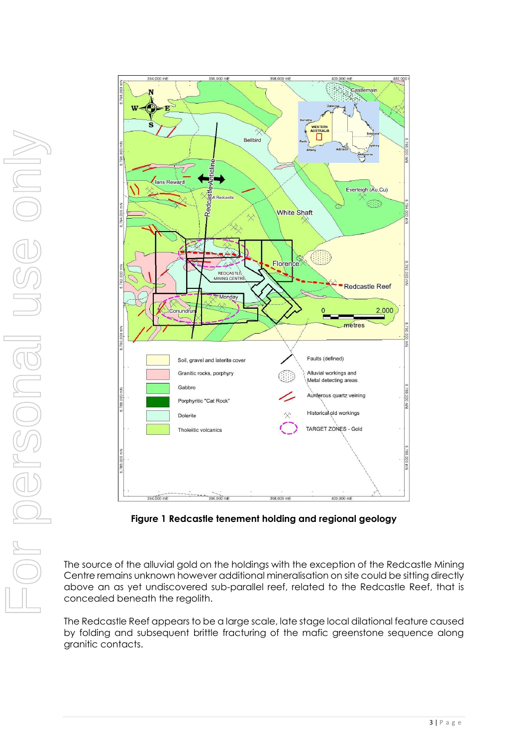**Figure 1 Redcastle tenement holding and regional geology**

The source of the alluvial gold on the holdings with the exception of the Redcastle Mining Centre remains unknown however additional mineralisation on site could be sitting directly above an as yet undiscovered sub-parallel reef, related to the Redcastle Reef, that is concealed beneath the regolith.

The Redcastle Reef appears to be a large scale, late stage local dilational feature caused by folding and subsequent brittle fracturing of the mafic greenstone sequence along granitic contacts.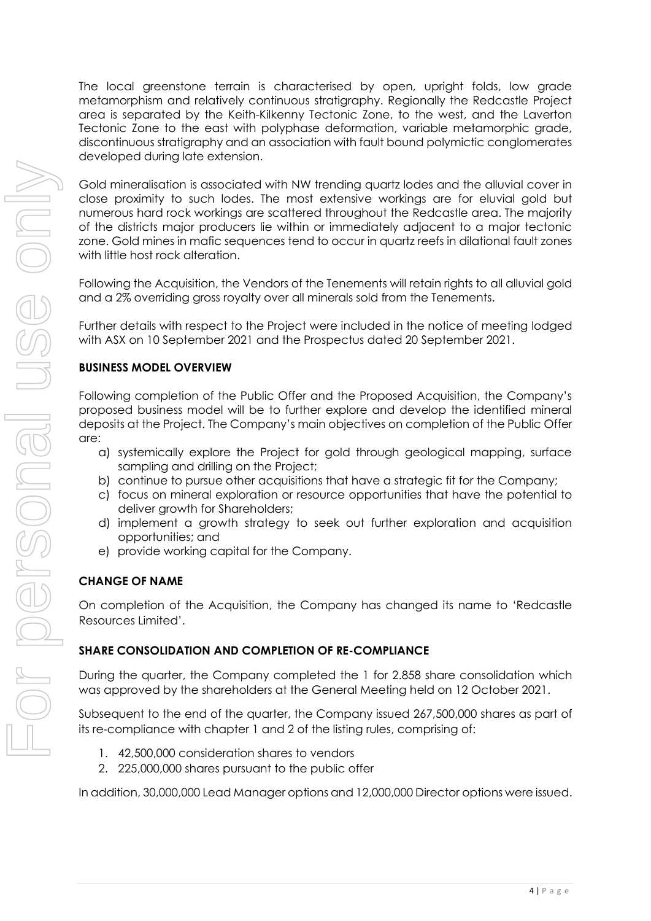The local greenstone terrain is characterised by open, upright folds, low grade metamorphism and relatively continuous stratigraphy. Regionally the Redcastle Project area is separated by the Keith-Kilkenny Tectonic Zone, to the west, and the Laverton Tectonic Zone to the east with polyphase deformation, variable metamorphic grade, discontinuous stratigraphy and an association with fault bound polymictic conglomerates developed during late extension.

Gold mineralisation is associated with NW trending quartz lodes and the alluvial cover in close proximity to such lodes. The most extensive workings are for eluvial gold but numerous hard rock workings are scattered throughout the Redcastle area. The majority of the districts major producers lie within or immediately adjacent to a major tectonic zone. Gold mines in mafic sequences tend to occur in quartz reefs in dilational fault zones with little host rock alteration.

Following the Acquisition, the Vendors of the Tenements will retain rights to all alluvial gold and a 2% overriding gross royalty over all minerals sold from the Tenements.

Further details with respect to the Project were included in the notice of meeting lodged with ASX on 10 September 2021 and the Prospectus dated 20 September 2021.

## BUSINESS MODEL OVERVIEW

Following completion of the Public Offer and the Proposed Acquisition, the Company's proposed business model will be to further explore and develop the identified mineral deposits at the Project. The Company's main objectives on completion of the Public Offer are:

a) systemically explore the Project for gold through geological mapping, surface sampling and drilling on the Project;
b) continue to pursue other acquisitions that have a strategic fit for the Company;
c) focus on mineral exploration or resource opportunities that have the potential to deliver growth for Shareholders;
d) implement a growth strategy to seek out further exploration and acquisition opportunities; and
e) provide working capital for the Company.

## CHANGE OF NAME

On completion of the Acquisition, the Company has changed its name to 'Redcastle Resources Limited'.

## SHARE CONSOLIDATION AND COMPLETION OF RE-COMPLIANCE

During the quarter, the Company completed the 1 for 2.858 share consolidation which was approved by the shareholders at the General Meeting held on 12 October 2021.

Subsequent to the end of the quarter, the Company issued 267,500,000 shares as part of its re-compliance with chapter 1 and 2 of the listing rules, comprising of:

1. 42,500,000 consideration shares to vendors
2. 225,000,000 shares pursuant to the public offer

In addition, 30,000,000 Lead Manager options and 12,000,000 Director options were issued.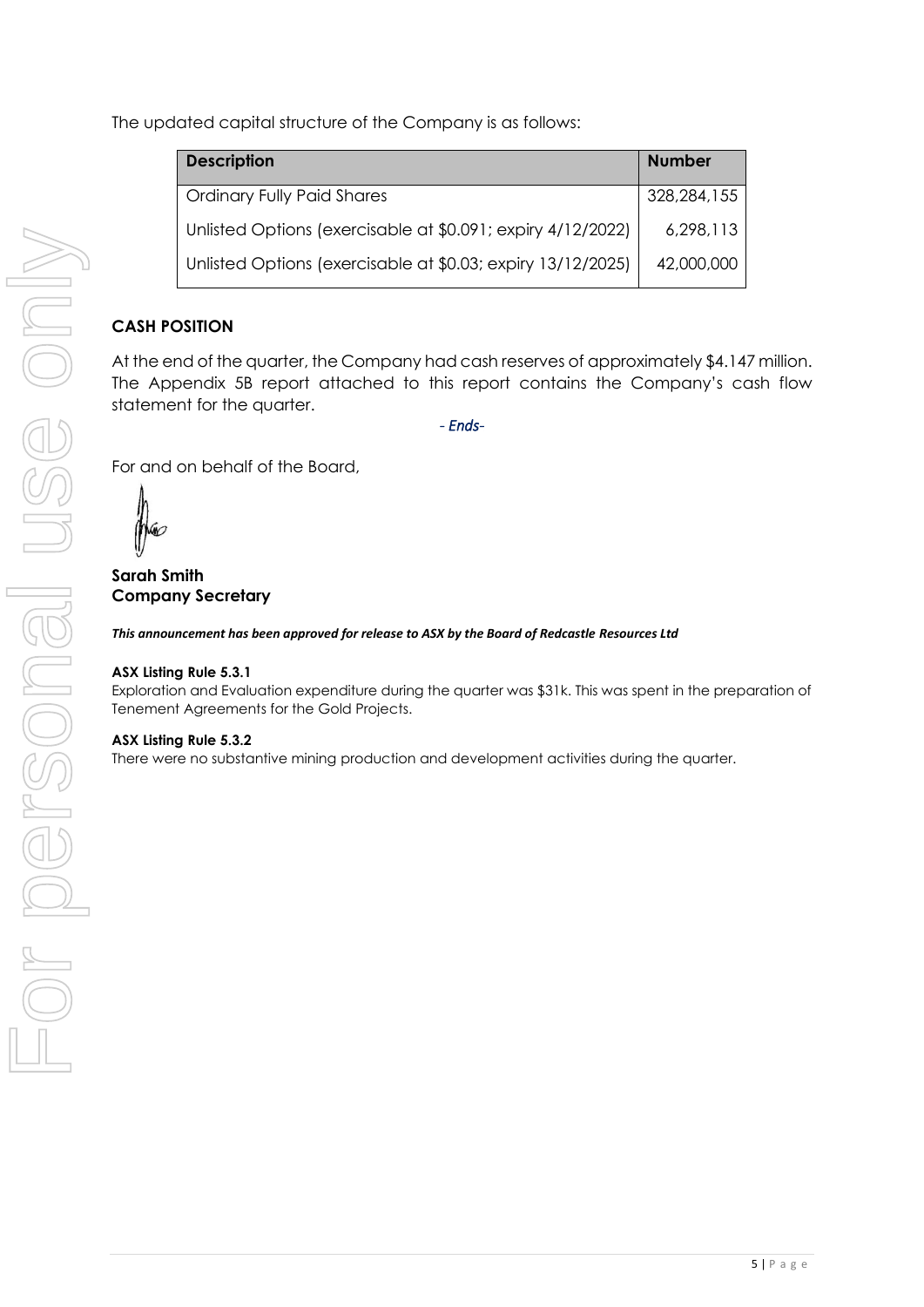The updated capital structure of the Company is as follows:

| Description | Number |
|---|---|
| Ordinary Fully Paid Shares | 328,284,155 |
| Unlisted Options (exercisable at $0.091; expiry 4/12/2022) | 6,298,113 |
| Unlisted Options (exercisable at $0.03; expiry 13/12/2025) | 42,000,000 |

## CASH POSITION

At the end of the quarter, the Company had cash reserves of approximately $4.147 million. The Appendix 5B report attached to this report contains the Company's cash flow statement for the quarter.

*- Ends-*

For and on behalf of the Board,

**Sarah Smith**
**Company Secretary**

***This announcement has been approved for release to ASX by the Board of Redcastle Resources Ltd***

**ASX Listing Rule 5.3.1**
Exploration and Evaluation expenditure during the quarter was $31k. This was spent in the preparation of Tenement Agreements for the Gold Projects.

**ASX Listing Rule 5.3.2**
There were no substantive mining production and development activities during the quarter.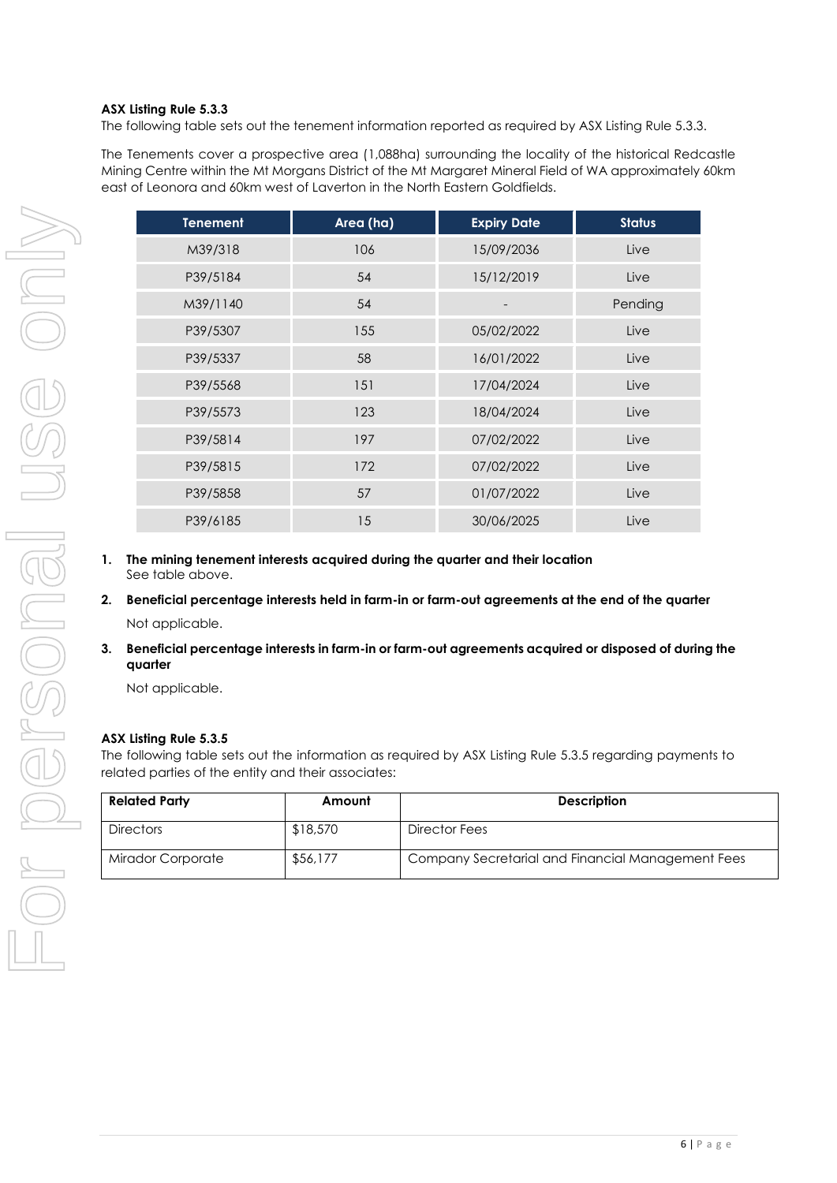**ASX Listing Rule 5.3.3**

The following table sets out the tenement information reported as required by ASX Listing Rule 5.3.3.

The Tenements cover a prospective area (1,088ha) surrounding the locality of the historical Redcastle Mining Centre within the Mt Morgans District of the Mt Margaret Mineral Field of WA approximately 60km east of Leonora and 60km west of Laverton in the North Eastern Goldfields.

| Tenement | Area (ha) | Expiry Date | Status |
|---|---|---|---|
| M39/318 | 106 | 15/09/2036 | Live |
| P39/5184 | 54 | 15/12/2019 | Live |
| M39/1140 | 54 | - | Pending |
| P39/5307 | 155 | 05/02/2022 | Live |
| P39/5337 | 58 | 16/01/2022 | Live |
| P39/5568 | 151 | 17/04/2024 | Live |
| P39/5573 | 123 | 18/04/2024 | Live |
| P39/5814 | 197 | 07/02/2022 | Live |
| P39/5815 | 172 | 07/02/2022 | Live |
| P39/5858 | 57 | 01/07/2022 | Live |
| P39/6185 | 15 | 30/06/2025 | Live |

1. **The mining tenement interests acquired during the quarter and their location**
   See table above.
2. **Beneficial percentage interests held in farm-in or farm-out agreements at the end of the quarter**
   Not applicable.
3. **Beneficial percentage interests in farm-in or farm-out agreements acquired or disposed of during the quarter**
   Not applicable.

**ASX Listing Rule 5.3.5**

The following table sets out the information as required by ASX Listing Rule 5.3.5 regarding payments to related parties of the entity and their associates:

| Related Party | Amount | Description |
|---|---|---|
| Directors | $18,570 | Director Fees |
| Mirador Corporate | $56,177 | Company Secretarial and Financial Management Fees |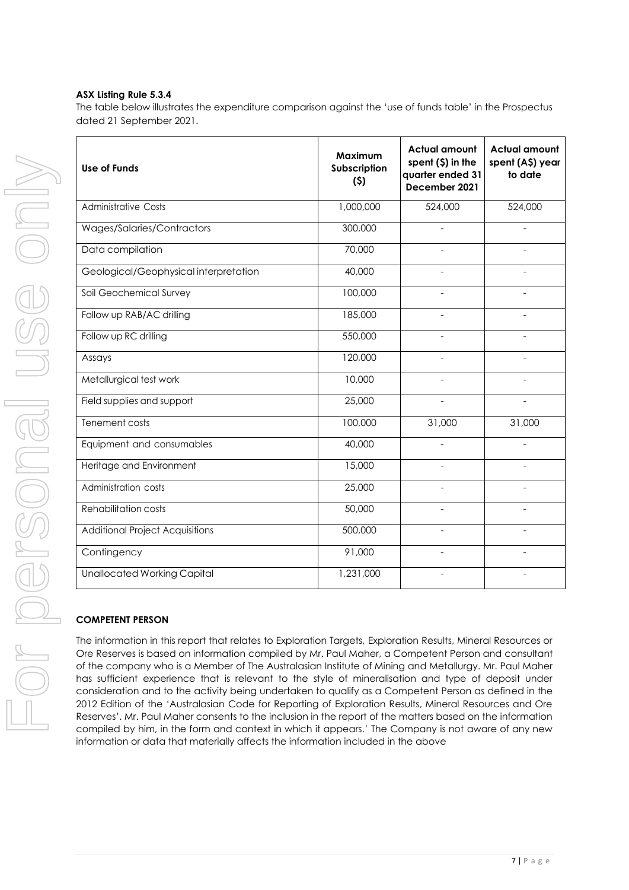**ASX Listing Rule 5.3.4**

The table below illustrates the expenditure comparison against the 'use of funds table' in the Prospectus dated 21 September 2021.

| Use of Funds | Maximum Subscription ($) | Actual amount spent ($) in the quarter ended 31 December 2021 | Actual amount spent (A$) year to date |
|---|---|---|---|
| Administrative Costs | 1,000,000 | 524,000 | 524,000 |
| Wages/Salaries/Contractors | 300,000 | - | - |
| Data compilation | 70,000 | - | - |
| Geological/Geophysical interpretation | 40,000 | - | - |
| Soil Geochemical Survey | 100,000 | - | - |
| Follow up RAB/AC drilling | 185,000 | - | - |
| Follow up RC drilling | 550,000 | - | - |
| Assays | 120,000 | - | - |
| Metallurgical test work | 10,000 | - | - |
| Field supplies and support | 25,000 | - | - |
| Tenement costs | 100,000 | 31,000 | 31,000 |
| Equipment and consumables | 40,000 | - | - |
| Heritage and Environment | 15,000 | - | - |
| Administration costs | 25,000 | - | - |
| Rehabilitation costs | 50,000 | - | - |
| Additional Project Acquisitions | 500,000 | - | - |
| Contingency | 91,000 | - | - |
| Unallocated Working Capital | 1,231,000 | - | - |

**COMPETENT PERSON**

The information in this report that relates to Exploration Targets, Exploration Results, Mineral Resources or Ore Reserves is based on information compiled by Mr. Paul Maher, a Competent Person and consultant of the company who is a Member of The Australasian Institute of Mining and Metallurgy. Mr. Paul Maher has sufficient experience that is relevant to the style of mineralisation and type of deposit under consideration and to the activity being undertaken to qualify as a Competent Person as defined in the 2012 Edition of the 'Australasian Code for Reporting of Exploration Results, Mineral Resources and Ore Reserves'. Mr. Paul Maher consents to the inclusion in the report of the matters based on the information compiled by him, in the form and context in which it appears.' The Company is not aware of any new information or data that materially affects the information included in the above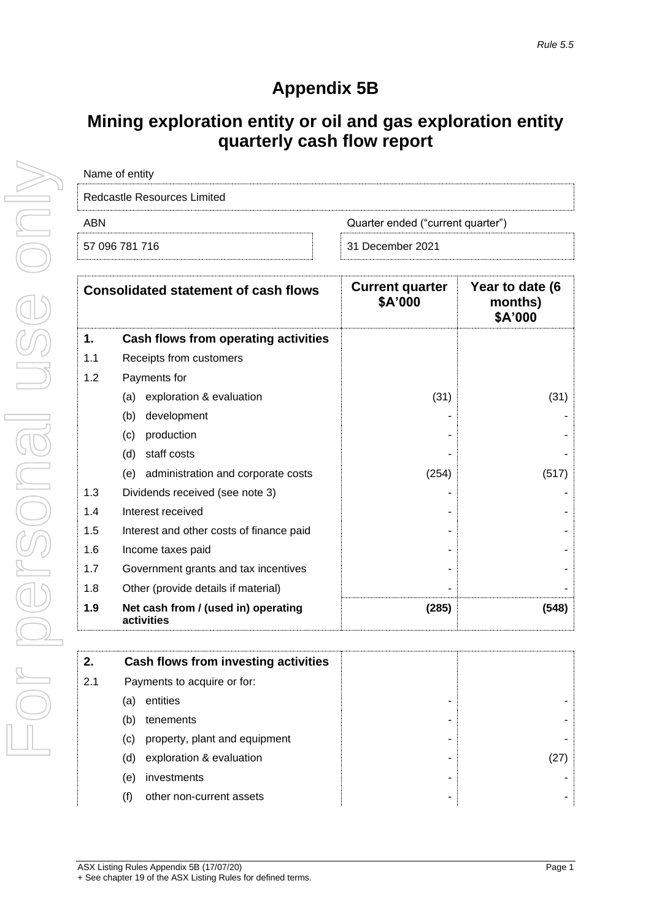Rule 5.5

# Appendix 5B

## Mining exploration entity or oil and gas exploration entity quarterly cash flow report

| Name of entity | |
|---|---|
| Redcastle Resources Limited | |
| **ABN** | **Quarter ended ("current quarter")** |
| 57 096 781 716 | 31 December 2021 |

| | Consolidated statement of cash flows | Current quarter $A'000 | Year to date (6 months) $A'000 |
|---|---|---|---|
| **1.** | **Cash flows from operating activities** | | |
| 1.1 | Receipts from customers | | |
| 1.2 | Payments for | | |
| | (a) exploration & evaluation | (31) | (31) |
| | (b) development | - | - |
| | (c) production | - | - |
| | (d) staff costs | - | - |
| | (e) administration and corporate costs | (254) | (517) |
| 1.3 | Dividends received (see note 3) | - | - |
| 1.4 | Interest received | - | - |
| 1.5 | Interest and other costs of finance paid | - | - |
| 1.6 | Income taxes paid | - | - |
| 1.7 | Government grants and tax incentives | - | - |
| 1.8 | Other (provide details if material) | - | - |
| **1.9** | **Net cash from / (used in) operating activities** | **(285)** | **(548)** |

| | | | |
|---|---|---|---|
| **2.** | **Cash flows from investing activities** | | |
| 2.1 | Payments to acquire or for: | | |
| | (a) entities | - | - |
| | (b) tenements | - | - |
| | (c) property, plant and equipment | - | - |
| | (d) exploration & evaluation | - | (27) |
| | (e) investments | - | - |
| | (f) other non-current assets | - | - |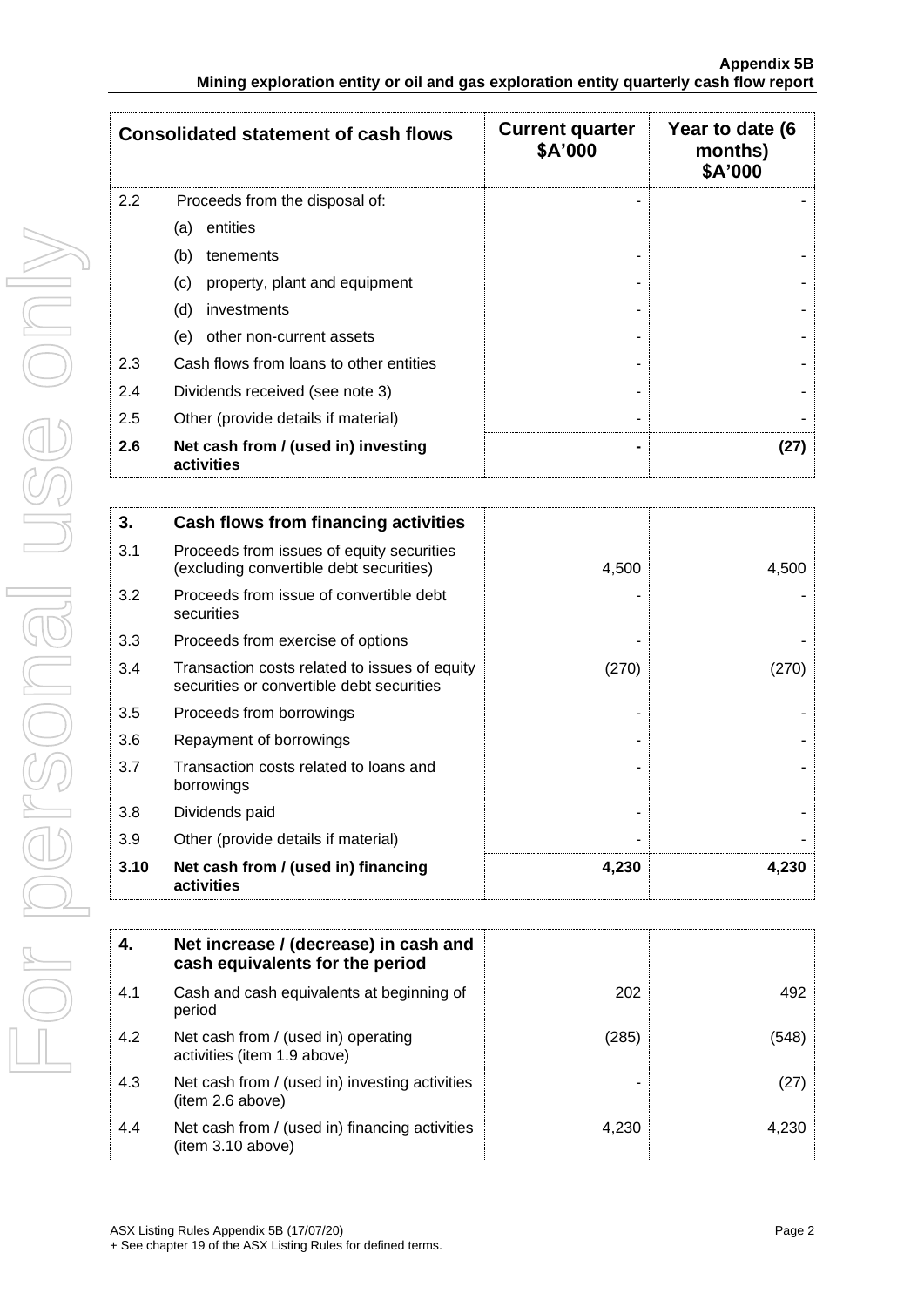| Consolidated statement of cash flows | | Current quarter $A'000 | Year to date (6 months) $A'000 |
|---|---|---|---|
| 2.2 | Proceeds from the disposal of: | - | - |
| | (a) entities | | |
| | (b) tenements | - | - |
| | (c) property, plant and equipment | - | - |
| | (d) investments | - | - |
| | (e) other non-current assets | - | - |
| 2.3 | Cash flows from loans to other entities | - | - |
| 2.4 | Dividends received (see note 3) | - | - |
| 2.5 | Other (provide details if material) | - | - |
| **2.6** | **Net cash from / (used in) investing activities** | **-** | **(27)** |

| **3.** | **Cash flows from financing activities** | | |
|---|---|---|---|
| 3.1 | Proceeds from issues of equity securities (excluding convertible debt securities) | 4,500 | 4,500 |
| 3.2 | Proceeds from issue of convertible debt securities | - | - |
| 3.3 | Proceeds from exercise of options | - | - |
| 3.4 | Transaction costs related to issues of equity securities or convertible debt securities | (270) | (270) |
| 3.5 | Proceeds from borrowings | - | - |
| 3.6 | Repayment of borrowings | - | - |
| 3.7 | Transaction costs related to loans and borrowings | - | - |
| 3.8 | Dividends paid | - | - |
| 3.9 | Other (provide details if material) | - | - |
| **3.10** | **Net cash from / (used in) financing activities** | **4,230** | **4,230** |

| **4.** | **Net increase / (decrease) in cash and cash equivalents for the period** | | |
|---|---|---|---|
| 4.1 | Cash and cash equivalents at beginning of period | 202 | 492 |
| 4.2 | Net cash from / (used in) operating activities (item 1.9 above) | (285) | (548) |
| 4.3 | Net cash from / (used in) investing activities (item 2.6 above) | - | (27) |
| 4.4 | Net cash from / (used in) financing activities (item 3.10 above) | 4,230 | 4,230 |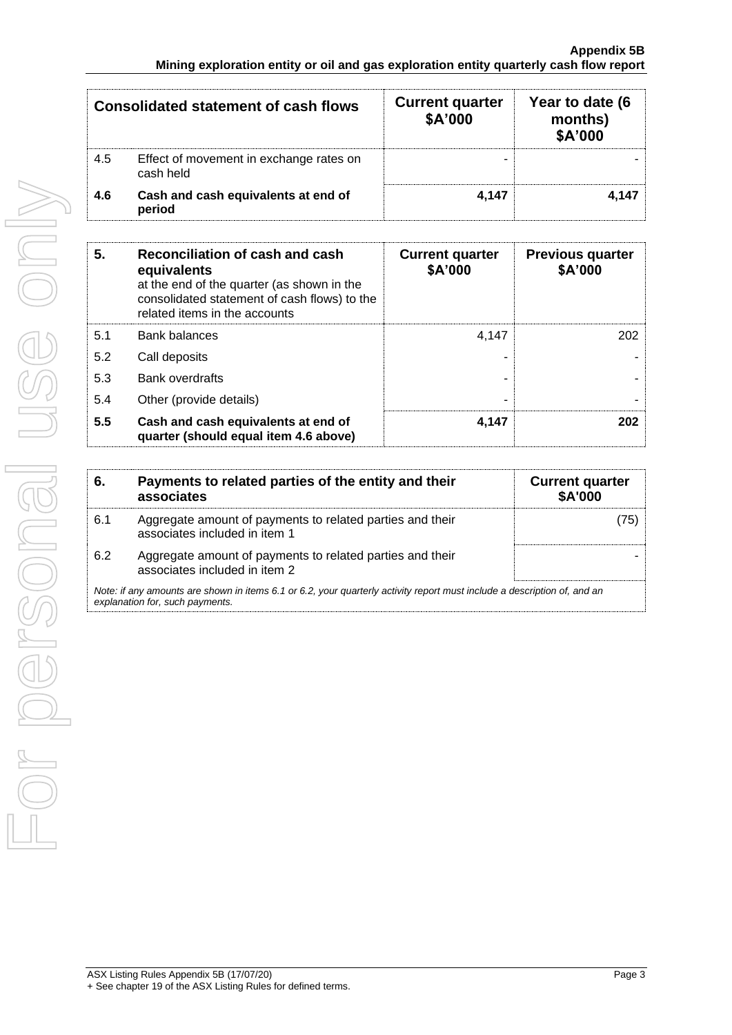| Consolidated statement of cash flows | | Current quarter $A'000 | Year to date (6 months) $A'000 |
|---|---|---|---|
| 4.5 | Effect of movement in exchange rates on cash held | - | - |
| **4.6** | **Cash and cash equivalents at end of period** | **4,147** | **4,147** |

| 5. | **Reconciliation of cash and cash equivalents** at the end of the quarter (as shown in the consolidated statement of cash flows) to the related items in the accounts | Current quarter $A'000 | Previous quarter $A'000 |
|---|---|---|---|
| 5.1 | Bank balances | 4,147 | 202 |
| 5.2 | Call deposits | - | - |
| 5.3 | Bank overdrafts | - | - |
| 5.4 | Other (provide details) | - | - |
| **5.5** | **Cash and cash equivalents at end of quarter (should equal item 4.6 above)** | **4,147** | **202** |

| 6. | **Payments to related parties of the entity and their associates** | Current quarter $A'000 |
|---|---|---|
| 6.1 | Aggregate amount of payments to related parties and their associates included in item 1 | (75) |
| 6.2 | Aggregate amount of payments to related parties and their associates included in item 2 | - |

*Note: if any amounts are shown in items 6.1 or 6.2, your quarterly activity report must include a description of, and an explanation for, such payments.*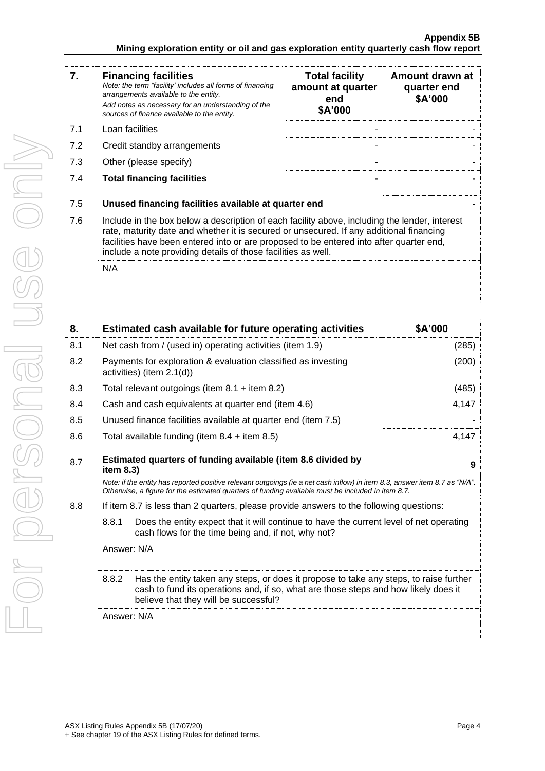| 7. | **Financing facilities**<br>*Note: the term "facility' includes all forms of financing arrangements available to the entity.*<br>*Add notes as necessary for an understanding of the sources of finance available to the entity.* | **Total facility amount at quarter end $A'000** | **Amount drawn at quarter end $A'000** |
|---|---|---|---|
| 7.1 | Loan facilities | - | - |
| 7.2 | Credit standby arrangements | - | - |
| 7.3 | Other (please specify) | - | - |
| 7.4 | **Total financing facilities** | **-** | **-** |

| | | |
|---|---|---|
| 7.5 | **Unused financing facilities available at quarter end** | - |
| 7.6 | Include in the box below a description of each facility above, including the lender, interest rate, maturity date and whether it is secured or unsecured. If any additional financing facilities have been entered into or are proposed to be entered into after quarter end, include a note providing details of those facilities as well. | |
| | N/A | |

| 8. | **Estimated cash available for future operating activities** | **$A'000** |
|---|---|---|
| 8.1 | Net cash from / (used in) operating activities (item 1.9) | (285) |
| 8.2 | Payments for exploration & evaluation classified as investing activities) (item 2.1(d)) | (200) |
| 8.3 | Total relevant outgoings (item 8.1 + item 8.2) | (485) |
| 8.4 | Cash and cash equivalents at quarter end (item 4.6) | 4,147 |
| 8.5 | Unused finance facilities available at quarter end (item 7.5) | - |
| 8.6 | Total available funding (item 8.4 + item 8.5) | 4,147 |
| 8.7 | **Estimated quarters of funding available (item 8.6 divided by item 8.3)** | **9** |

*Note: if the entity has reported positive relevant outgoings (ie a net cash inflow) in item 8.3, answer item 8.7 as "N/A". Otherwise, a figure for the estimated quarters of funding available must be included in item 8.7.*

8.8 If item 8.7 is less than 2 quarters, please provide answers to the following questions:

8.8.1 Does the entity expect that it will continue to have the current level of net operating cash flows for the time being and, if not, why not?

Answer: N/A

8.8.2 Has the entity taken any steps, or does it propose to take any steps, to raise further cash to fund its operations and, if so, what are those steps and how likely does it believe that they will be successful?

Answer: N/A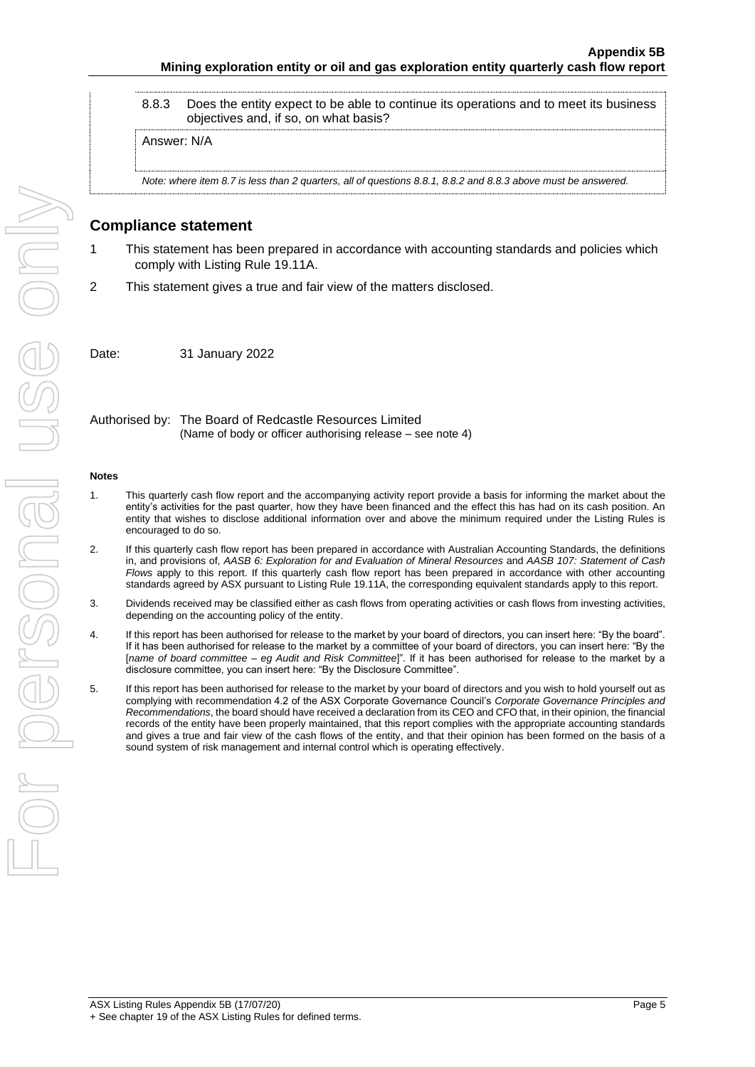8.8.3 Does the entity expect to be able to continue its operations and to meet its business objectives and, if so, on what basis?

Answer: N/A

*Note: where item 8.7 is less than 2 quarters, all of questions 8.8.1, 8.8.2 and 8.8.3 above must be answered.*

## Compliance statement

1 This statement has been prepared in accordance with accounting standards and policies which comply with Listing Rule 19.11A.

2 This statement gives a true and fair view of the matters disclosed.

Date: 31 January 2022

Authorised by: The Board of Redcastle Resources Limited
(Name of body or officer authorising release – see note 4)

**Notes**

1. This quarterly cash flow report and the accompanying activity report provide a basis for informing the market about the entity's activities for the past quarter, how they have been financed and the effect this has had on its cash position. An entity that wishes to disclose additional information over and above the minimum required under the Listing Rules is encouraged to do so.

2. If this quarterly cash flow report has been prepared in accordance with Australian Accounting Standards, the definitions in, and provisions of, *AASB 6: Exploration for and Evaluation of Mineral Resources* and *AASB 107: Statement of Cash Flows* apply to this report. If this quarterly cash flow report has been prepared in accordance with other accounting standards agreed by ASX pursuant to Listing Rule 19.11A, the corresponding equivalent standards apply to this report.

3. Dividends received may be classified either as cash flows from operating activities or cash flows from investing activities, depending on the accounting policy of the entity.

4. If this report has been authorised for release to the market by your board of directors, you can insert here: "By the board". If it has been authorised for release to the market by a committee of your board of directors, you can insert here: "By the [*name of board committee – eg Audit and Risk Committee*]". If it has been authorised for release to the market by a disclosure committee, you can insert here: "By the Disclosure Committee".

5. If this report has been authorised for release to the market by your board of directors and you wish to hold yourself out as complying with recommendation 4.2 of the ASX Corporate Governance Council's *Corporate Governance Principles and Recommendations*, the board should have received a declaration from its CEO and CFO that, in their opinion, the financial records of the entity have been properly maintained, that this report complies with the appropriate accounting standards and gives a true and fair view of the cash flows of the entity, and that their opinion has been formed on the basis of a sound system of risk management and internal control which is operating effectively.